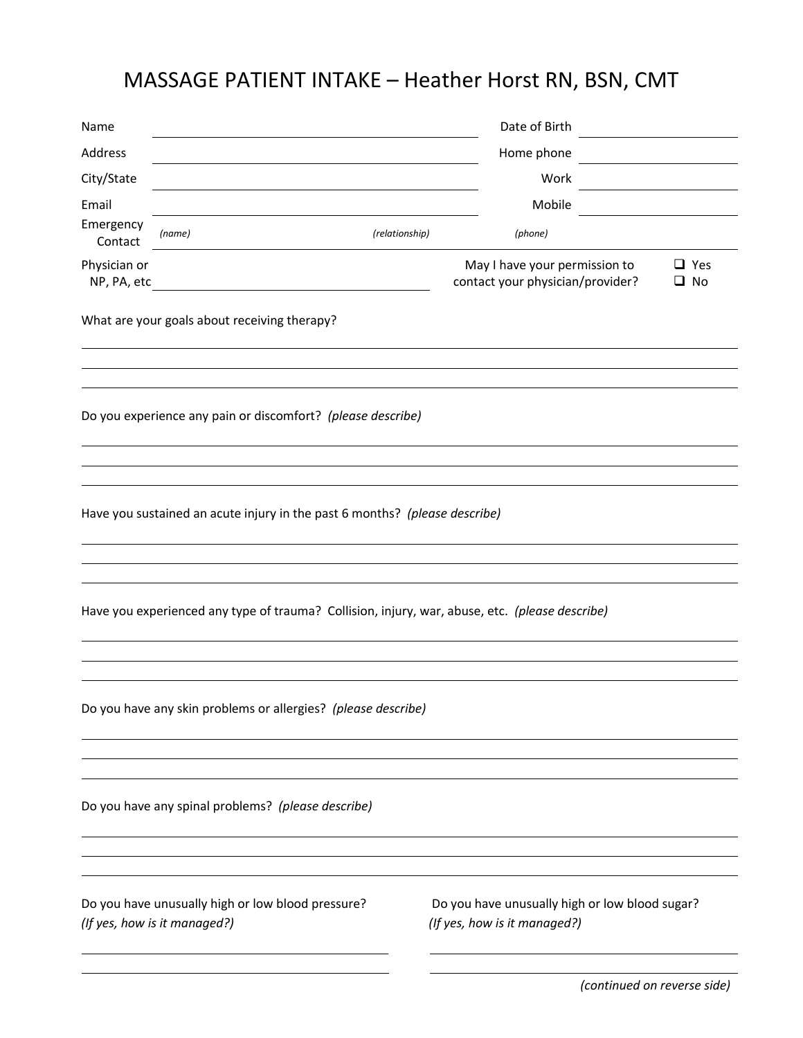# MASSAGE PATIENT INTAKE – Heather Horst RN, BSN, CMT

Name ______________________________ Date of Birth ______________

Address ______________________________ Home phone ______________

City/State ______________________________ Work ______________

Email ______________________________ Mobile ______________

Emergency Contact *(name)* ______________ *(relationship)* ______________ *(phone)* ______________

Physician or NP, PA, etc ______________________________

May I have your permission to contact your physician/provider? ❑ Yes ❑ No

What are your goals about receiving therapy?

Do you experience any pain or discomfort? *(please describe)*

Have you sustained an acute injury in the past 6 months? *(please describe)*

Have you experienced any type of trauma? Collision, injury, war, abuse, etc. *(please describe)*

Do you have any skin problems or allergies? *(please describe)*

Do you have any spinal problems? *(please describe)*

Do you have unusually high or low blood pressure? *(If yes, how is it managed?)*

Do you have unusually high or low blood sugar? *(If yes, how is it managed?)*

*(continued on reverse side)*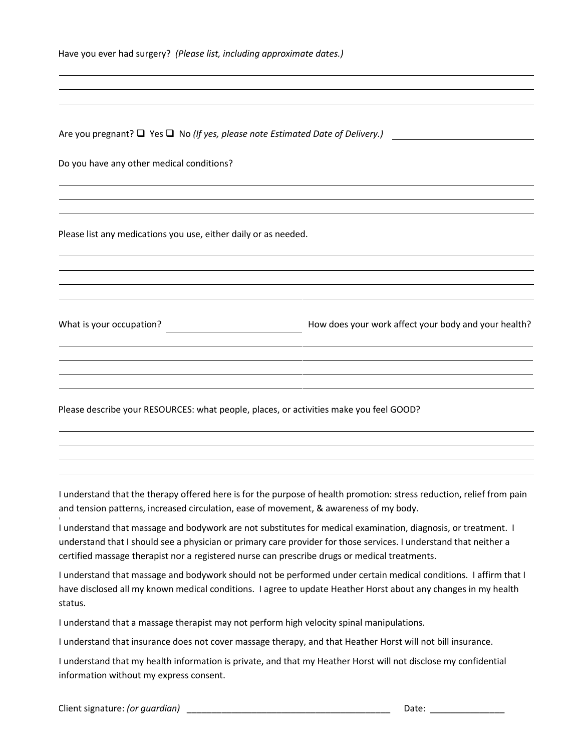Have you ever had surgery? *(Please list, including approximate dates.)*

Are you pregnant? ❑ Yes ❑ No *(If yes, please note Estimated Date of Delivery.)* \_\_\_\_\_\_\_\_\_\_\_\_\_\_\_\_\_\_\_\_

Do you have any other medical conditions?

Please list any medications you use, either daily or as needed.

What is your occupation? \_\_\_\_\_\_\_\_\_\_\_\_\_\_\_\_\_\_\_\_ How does your work affect your body and your health?

Please describe your RESOURCES: what people, places, or activities make you feel GOOD?

I understand that the therapy offered here is for the purpose of health promotion: stress reduction, relief from pain and tension patterns, increased circulation, ease of movement, & awareness of my body.

I understand that massage and bodywork are not substitutes for medical examination, diagnosis, or treatment. I understand that I should see a physician or primary care provider for those services. I understand that neither a certified massage therapist nor a registered nurse can prescribe drugs or medical treatments.

I understand that massage and bodywork should not be performed under certain medical conditions. I affirm that I have disclosed all my known medical conditions. I agree to update Heather Horst about any changes in my health status.

I understand that a massage therapist may not perform high velocity spinal manipulations.

I understand that insurance does not cover massage therapy, and that Heather Horst will not bill insurance.

I understand that my health information is private, and that my Heather Horst will not disclose my confidential information without my express consent.

Client signature: *(or guardian)* \_\_\_\_\_\_\_\_\_\_\_\_\_\_\_\_\_\_\_\_\_\_\_\_\_\_\_\_\_\_\_\_\_\_\_\_\_\_\_\_\_ Date: \_\_\_\_\_\_\_\_\_\_\_\_\_\_\_